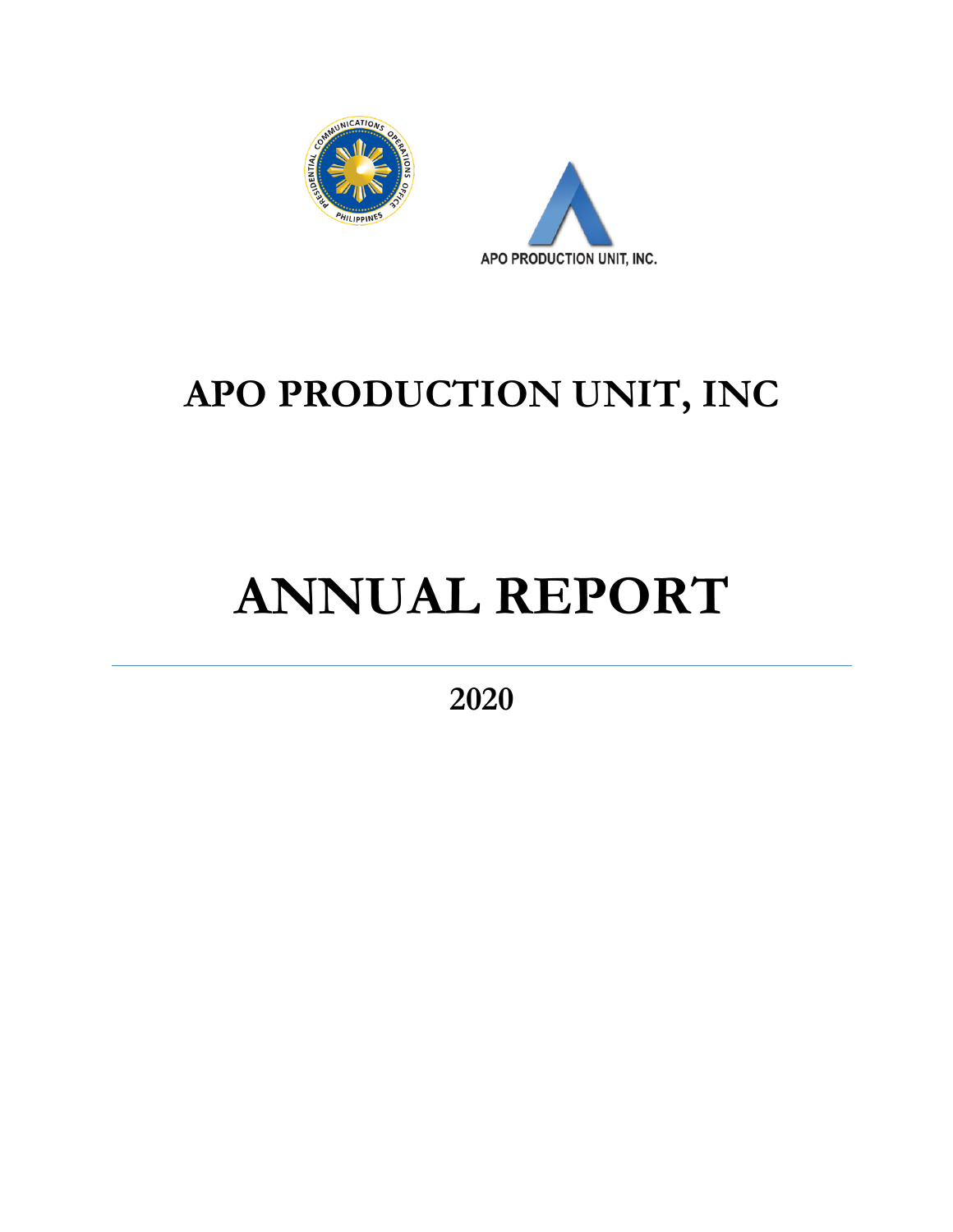# APO PRODUCTION UNIT, INC

# ANNUAL REPORT

---

## 2020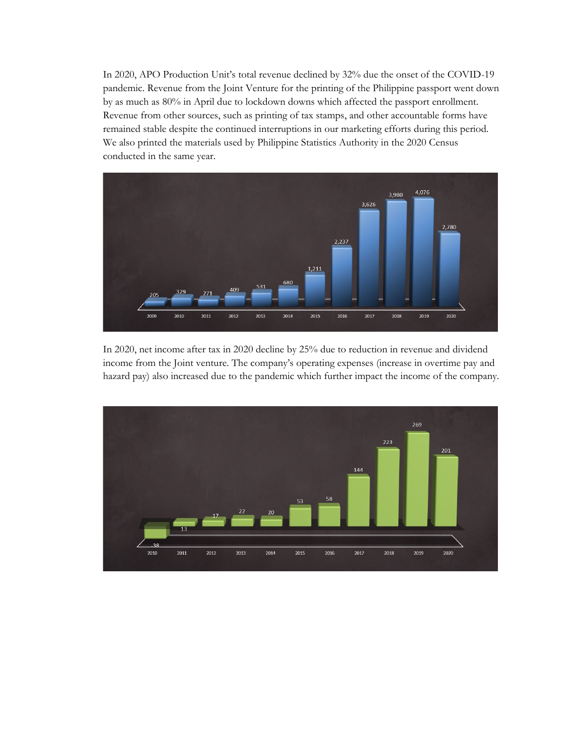In 2020, APO Production Unit's total revenue declined by 32% due the onset of the COVID-19 pandemic. Revenue from the Joint Venture for the printing of the Philippine passport went down by as much as 80% in April due to lockdown downs which affected the passport enrollment. Revenue from other sources, such as printing of tax stamps, and other accountable forms have remained stable despite the continued interruptions in our marketing efforts during this period. We also printed the materials used by Philippine Statistics Authority in the 2020 Census conducted in the same year.

205
329
271
409
531
680
1,211
2,237
3,626
3,980
4,076
2,780

2009
2010
2011
2012
2013
2014
2015
2016
2017
2018
2019
2020

In 2020, net income after tax in 2020 decline by 25% due to reduction in revenue and dividend income from the Joint venture. The company's operating expenses (increase in overtime pay and hazard pay) also increased due to the pandemic which further impact the income of the company.

-38
13
17
22
20
53
58
144
223
269
201

2010
2011
2012
2013
2014
2015
2016
2017
2018
2019
2020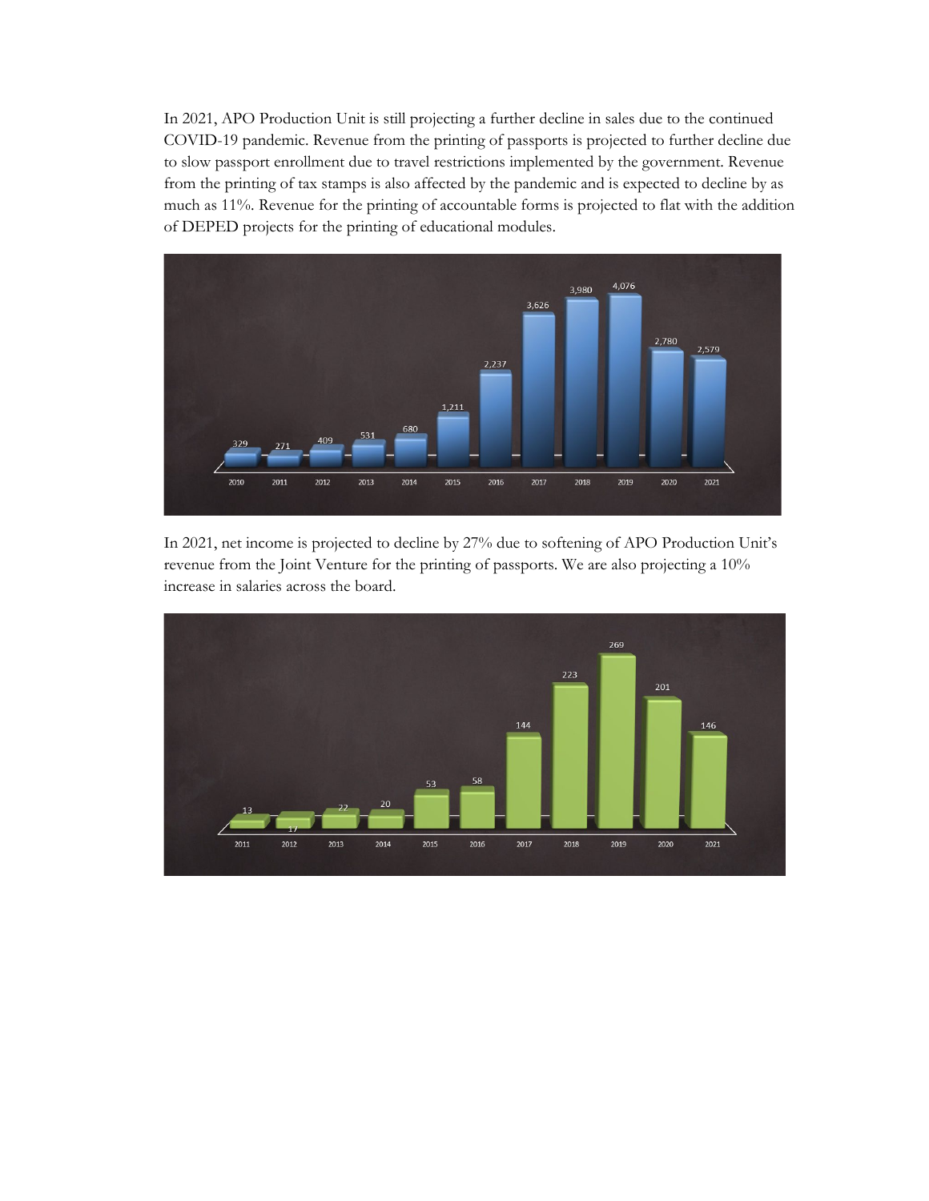In 2021, APO Production Unit is still projecting a further decline in sales due to the continued COVID-19 pandemic. Revenue from the printing of passports is projected to further decline due to slow passport enrollment due to travel restrictions implemented by the government. Revenue from the printing of tax stamps is also affected by the pandemic and is expected to decline by as much as 11%. Revenue for the printing of accountable forms is projected to flat with the addition of DEPED projects for the printing of educational modules.

329
271
409
531
680
1,211
2,237
3,626
3,980
4,076
2,780
2,579

2010
2011
2012
2013
2014
2015
2016
2017
2018
2019
2020
2021

In 2021, net income is projected to decline by 27% due to softening of APO Production Unit's revenue from the Joint Venture for the printing of passports. We are also projecting a 10% increase in salaries across the board.

13
17
22
20
53
58
144
223
269
201
146

2011
2012
2013
2014
2015
2016
2017
2018
2019
2020
2021